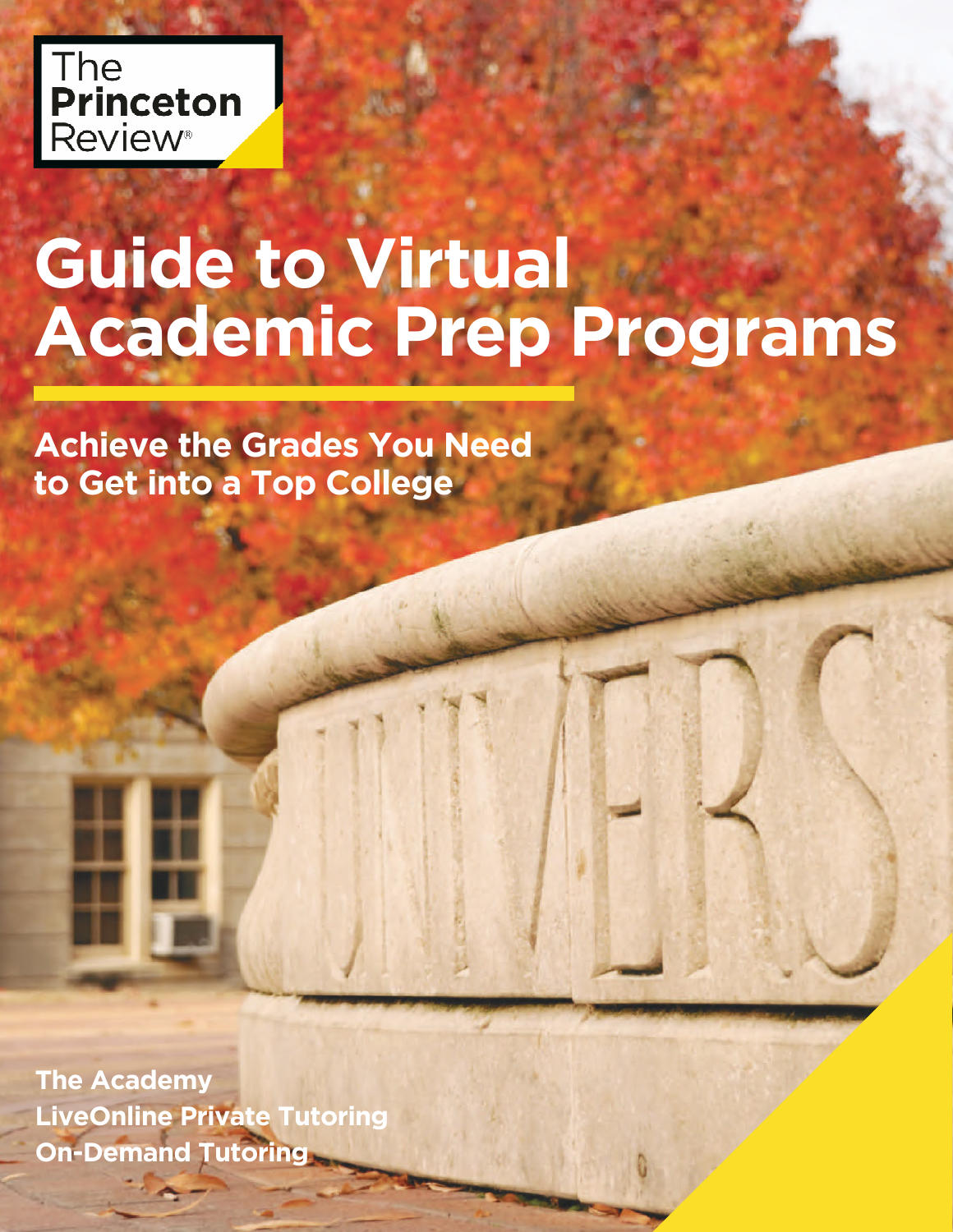The Princeton Review®

# Guide to Virtual Academic Prep Programs

## Achieve the Grades You Need to Get into a Top College

**The Academy**
**LiveOnline Private Tutoring**
**On-Demand Tutoring**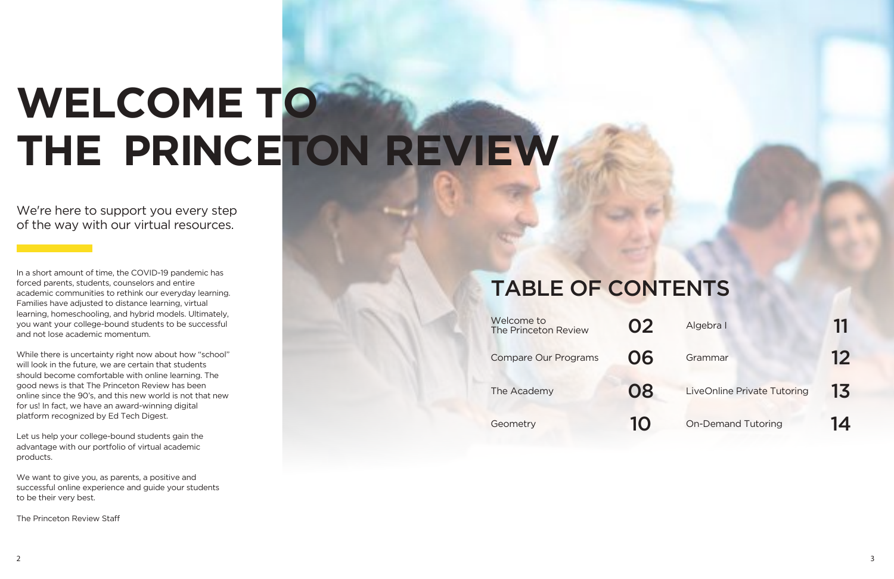# WELCOME TO THE PRINCETON REVIEW

We're here to support you every step of the way with our virtual resources.

In a short amount of time, the COVID-19 pandemic has forced parents, students, counselors and entire academic communities to rethink our everyday learning. Families have adjusted to distance learning, virtual learning, homeschooling, and hybrid models. Ultimately, you want your college-bound students to be successful and not lose academic momentum.

While there is uncertainty right now about how "school" will look in the future, we are certain that students should become comfortable with online learning. The good news is that The Princeton Review has been online since the 90's, and this new world is not that new for us! In fact, we have an award-winning digital platform recognized by Ed Tech Digest.

Let us help your college-bound students gain the advantage with our portfolio of virtual academic products.

We want to give you, as parents, a positive and successful online experience and guide your students to be their very best.

The Princeton Review Staff

## TABLE OF CONTENTS

| | |
|---|---|
| Welcome to The Princeton Review | 02 |
| Compare Our Programs | 06 |
| The Academy | 08 |
| Geometry | 10 |
| Algebra I | 11 |
| Grammar | 12 |
| LiveOnline Private Tutoring | 13 |
| On-Demand Tutoring | 14 |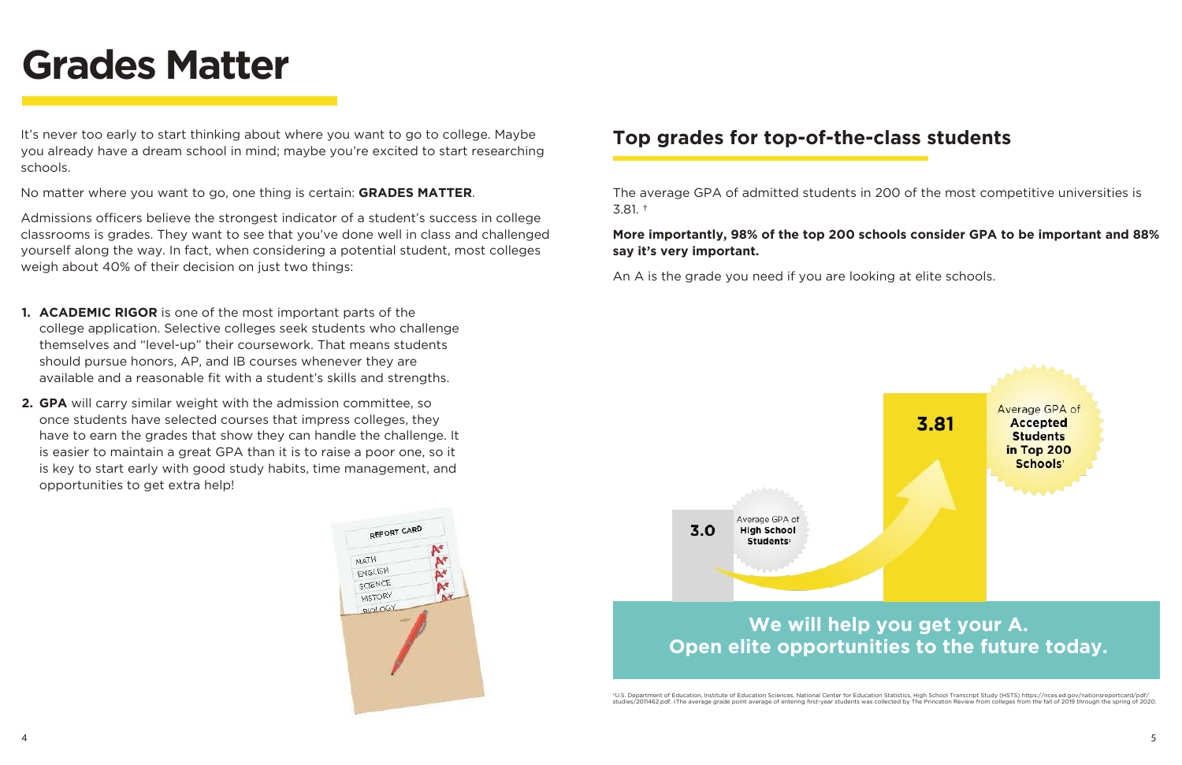# Grades Matter

It's never too early to start thinking about where you want to go to college. Maybe you already have a dream school in mind; maybe you're excited to start researching schools.

No matter where you want to go, one thing is certain: **GRADES MATTER**.

Admissions officers believe the strongest indicator of a student's success in college classrooms is grades. They want to see that you've done well in class and challenged yourself along the way. In fact, when considering a potential student, most colleges weigh about 40% of their decision on just two things:

1. **ACADEMIC RIGOR** is one of the most important parts of the college application. Selective colleges seek students who challenge themselves and "level-up" their coursework. That means students should pursue honors, AP, and IB courses whenever they are available and a reasonable fit with a student's skills and strengths.
2. **GPA** will carry similar weight with the admission committee, so once students have selected courses that impress colleges, they have to earn the grades that show they can handle the challenge. It is easier to maintain a great GPA than it is to raise a poor one, so it is key to start early with good study habits, time management, and opportunities to get extra help!

## Top grades for top-of-the-class students

The average GPA of admitted students in 200 of the most competitive universities is 3.81. †

**More importantly, 98% of the top 200 schools consider GPA to be important and 88% say it's very important.**

An A is the grade you need if you are looking at elite schools.

3.0 — Average GPA of **High School Students**‡

3.81 — Average GPA of **Accepted Students in Top 200 Schools**†

**We will help you get your A. Open elite opportunities to the future today.**

‡U.S. Department of Education, Institute of Education Sciences, National Center for Education Statistics, High School Transcript Study (HSTS) https://nces.ed.gov/nationsreportcard/pdf/studies/2011462.pdf. †The average grade point average of entering first-year students was collected by The Princeton Review from colleges from the fall of 2019 through the spring of 2020.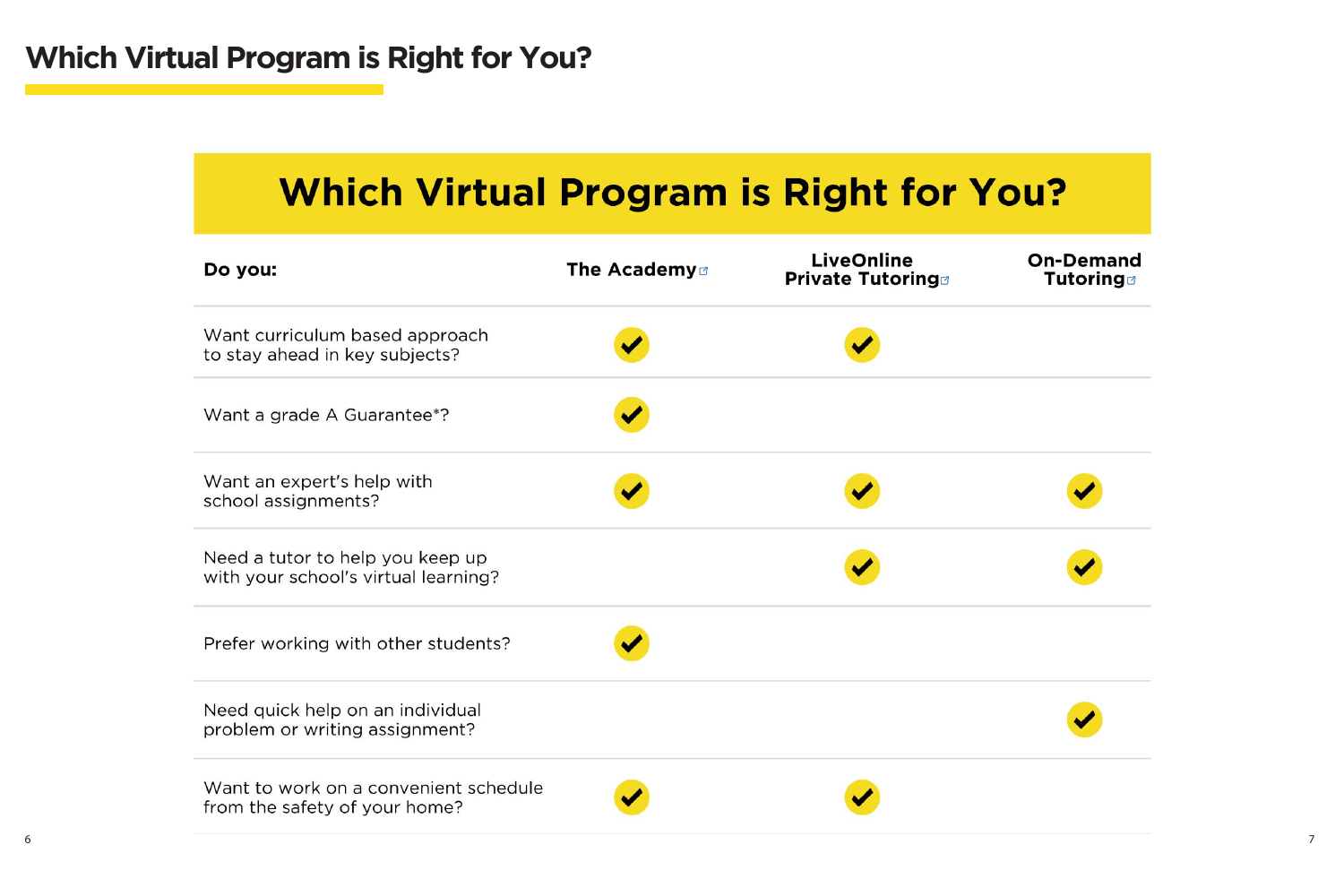# Which Virtual Program is Right for You?

## Which Virtual Program is Right for You?

| Do you: | The Academy | LiveOnline Private Tutoring | On-Demand Tutoring |
|---|---|---|---|
| Want curriculum based approach to stay ahead in key subjects? | ✔ | ✔ | |
| Want a grade A Guarantee*? | ✔ | | |
| Want an expert's help with school assignments? | ✔ | ✔ | ✔ |
| Need a tutor to help you keep up with your school's virtual learning? | | ✔ | ✔ |
| Prefer working with other students? | ✔ | | |
| Need quick help on an individual problem or writing assignment? | | | ✔ |
| Want to work on a convenient schedule from the safety of your home? | ✔ | ✔ | |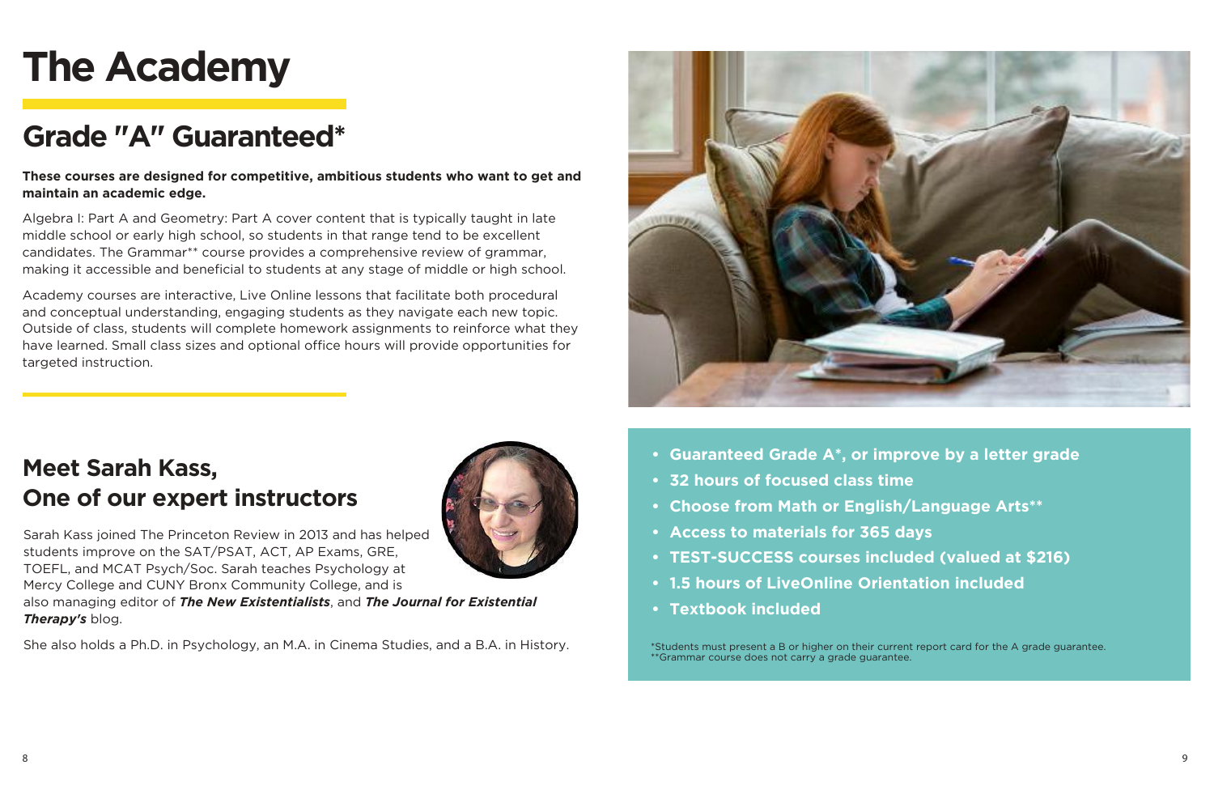# The Academy

## Grade "A" Guaranteed*

**These courses are designed for competitive, ambitious students who want to get and maintain an academic edge.**

Algebra I: Part A and Geometry: Part A cover content that is typically taught in late middle school or early high school, so students in that range tend to be excellent candidates. The Grammar** course provides a comprehensive review of grammar, making it accessible and beneficial to students at any stage of middle or high school.

Academy courses are interactive, Live Online lessons that facilitate both procedural and conceptual understanding, engaging students as they navigate each new topic. Outside of class, students will complete homework assignments to reinforce what they have learned. Small class sizes and optional office hours will provide opportunities for targeted instruction.

## Meet Sarah Kass, One of our expert instructors

Sarah Kass joined The Princeton Review in 2013 and has helped students improve on the SAT/PSAT, ACT, AP Exams, GRE, TOEFL, and MCAT Psych/Soc. Sarah teaches Psychology at Mercy College and CUNY Bronx Community College, and is also managing editor of ***The New Existentialists***, and ***The Journal for Existential Therapy's*** blog.

She also holds a Ph.D. in Psychology, an M.A. in Cinema Studies, and a B.A. in History.

- **Guaranteed Grade A*, or improve by a letter grade**
- **32 hours of focused class time**
- **Choose from Math or English/Language Arts****
- **Access to materials for 365 days**
- **TEST-SUCCESS courses included (valued at $216)**
- **1.5 hours of LiveOnline Orientation included**
- **Textbook included**

*Students must present a B or higher on their current report card for the A grade guarantee.
**Grammar course does not carry a grade guarantee.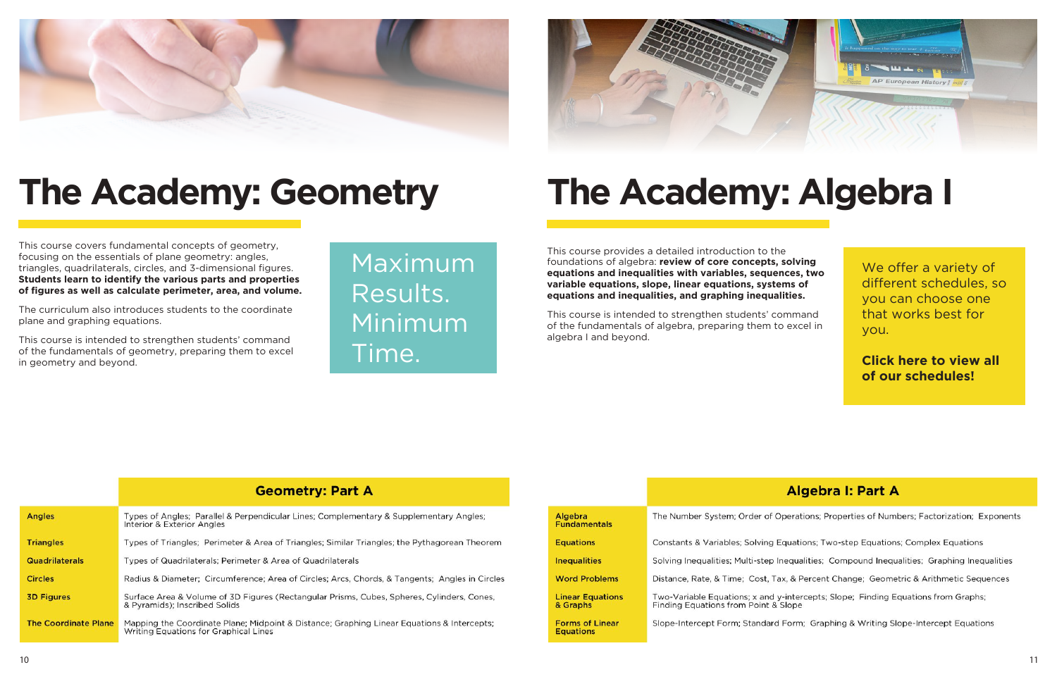# The Academy: Geometry

This course covers fundamental concepts of geometry, focusing on the essentials of plane geometry: angles, triangles, quadrilaterals, circles, and 3-dimensional figures. **Students learn to identify the various parts and properties of figures as well as calculate perimeter, area, and volume.**

The curriculum also introduces students to the coordinate plane and graphing equations.

This course is intended to strengthen students' command of the fundamentals of geometry, preparing them to excel in geometry and beyond.

Maximum Results. Minimum Time.

| | Geometry: Part A |
|---|---|
| **Angles** | Types of Angles; Parallel & Perpendicular Lines; Complementary & Supplementary Angles; Interior & Exterior Angles |
| **Triangles** | Types of Triangles; Perimeter & Area of Triangles; Similar Triangles; the Pythagorean Theorem |
| **Quadrilaterals** | Types of Quadrilaterals; Perimeter & Area of Quadrilaterals |
| **Circles** | Radius & Diameter; Circumference; Area of Circles; Arcs, Chords, & Tangents; Angles in Circles |
| **3D Figures** | Surface Area & Volume of 3D Figures (Rectangular Prisms, Cubes, Spheres, Cylinders, Cones, & Pyramids); Inscribed Solids |
| **The Coordinate Plane** | Mapping the Coordinate Plane; Midpoint & Distance; Graphing Linear Equations & Intercepts; Writing Equations for Graphical Lines |

# The Academy: Algebra I

This course provides a detailed introduction to the foundations of algebra: **review of core concepts, solving equations and inequalities with variables, sequences, two variable equations, slope, linear equations, systems of equations and inequalities, and graphing inequalities.**

This course is intended to strengthen students' command of the fundamentals of algebra, preparing them to excel in algebra I and beyond.

We offer a variety of different schedules, so you can choose one that works best for you.

**Click here to view all of our schedules!**

| | Algebra I: Part A |
|---|---|
| **Algebra Fundamentals** | The Number System; Order of Operations; Properties of Numbers; Factorization; Exponents |
| **Equations** | Constants & Variables; Solving Equations; Two-step Equations; Complex Equations |
| **Inequalities** | Solving Inequalities; Multi-step Inequalities; Compound Inequalities; Graphing Inequalities |
| **Word Problems** | Distance, Rate, & Time; Cost, Tax, & Percent Change; Geometric & Arithmetic Sequences |
| **Linear Equations & Graphs** | Two-Variable Equations; x and y-intercepts; Slope; Finding Equations from Graphs; Finding Equations from Point & Slope |
| **Forms of Linear Equations** | Slope-Intercept Form; Standard Form; Graphing & Writing Slope-Intercept Equations |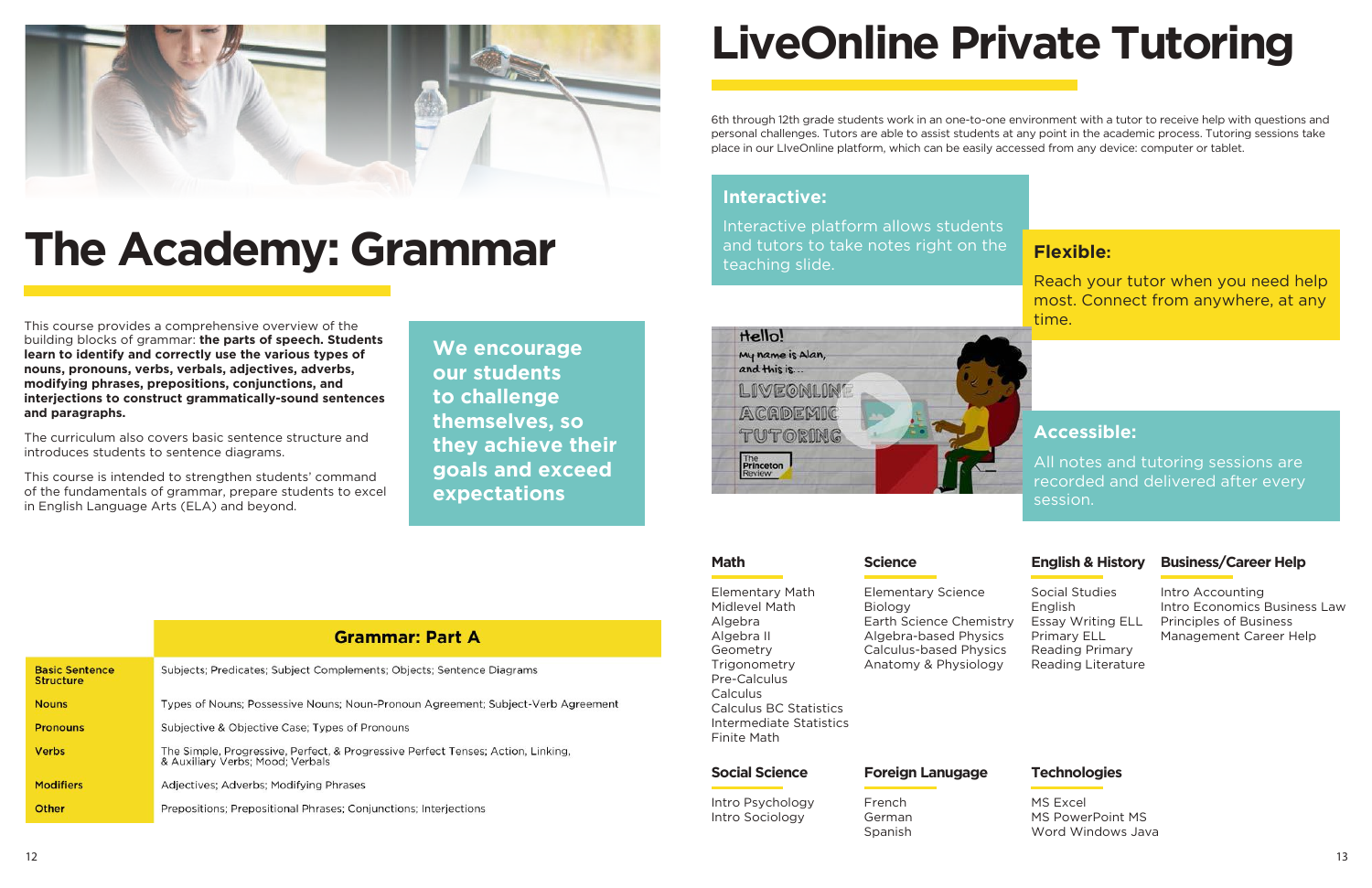# The Academy: Grammar

This course provides a comprehensive overview of the building blocks of grammar: **the parts of speech. Students learn to identify and correctly use the various types of nouns, pronouns, verbs, verbals, adjectives, adverbs, modifying phrases, prepositions, conjunctions, and interjections to construct grammatically-sound sentences and paragraphs.**

The curriculum also covers basic sentence structure and introduces students to sentence diagrams.

This course is intended to strengthen students' command of the fundamentals of grammar, prepare students to excel in English Language Arts (ELA) and beyond.

**We encourage our students to challenge themselves, so they achieve their goals and exceed expectations**

| | Grammar: Part A |
|---|---|
| Basic Sentence Structure | Subjects; Predicates; Subject Complements; Objects; Sentence Diagrams |
| Nouns | Types of Nouns; Possessive Nouns; Noun-Pronoun Agreement; Subject-Verb Agreement |
| Pronouns | Subjective & Objective Case; Types of Pronouns |
| Verbs | The Simple, Progressive, Perfect, & Progressive Perfect Tenses; Action, Linking, & Auxiliary Verbs; Mood; Verbals |
| Modifiers | Adjectives; Adverbs; Modifying Phrases |
| Other | Prepositions; Prepositional Phrases; Conjunctions; Interjections |

# LiveOnline Private Tutoring

6th through 12th grade students work in an one-to-one environment with a tutor to receive help with questions and personal challenges. Tutors are able to assist students at any point in the academic process. Tutoring sessions take place in our LIveOnline platform, which can be easily accessed from any device: computer or tablet.

**Interactive:**

Interactive platform allows students and tutors to take notes right on the teaching slide.

**Flexible:**

Reach your tutor when you need help most. Connect from anywhere, at any time.

**Accessible:**

All notes and tutoring sessions are recorded and delivered after every session.

### Math

Elementary Math
Midlevel Math
Algebra
Algebra II
Geometry
Trigonometry
Pre-Calculus
Calculus
Calculus BC Statistics
Intermediate Statistics
Finite Math

### Science

Elementary Science
Biology
Earth Science Chemistry
Algebra-based Physics
Calculus-based Physics
Anatomy & Physiology

### English & History

Social Studies
English
Essay Writing ELL
Primary ELL
Reading Primary
Reading Literature

### Business/Career Help

Intro Accounting
Intro Economics Business Law
Principles of Business
Management Career Help

### Social Science

Intro Psychology
Intro Sociology

### Foreign Lanugage

French
German
Spanish

### Technologies

MS Excel
MS PowerPoint MS
Word Windows Java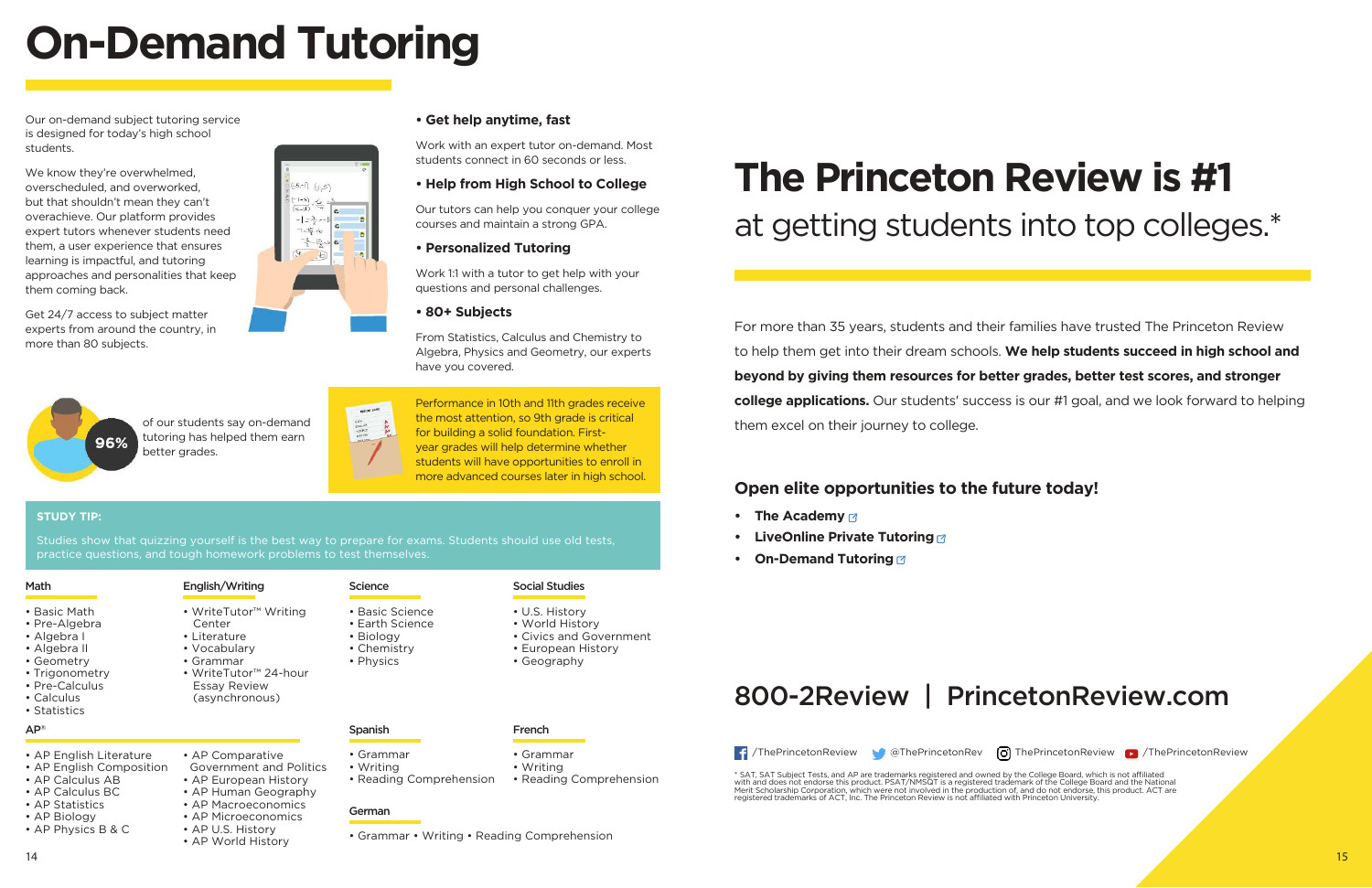# On-Demand Tutoring

Our on-demand subject tutoring service is designed for today's high school students.

We know they're overwhelmed, overscheduled, and overworked, but that shouldn't mean they can't overachieve. Our platform provides expert tutors whenever students need them, a user experience that ensures learning is impactful, and tutoring approaches and personalities that keep them coming back.

Get 24/7 access to subject matter experts from around the country, in more than 80 subjects.

- **Get help anytime, fast**

Work with an expert tutor on-demand. Most students connect in 60 seconds or less.

- **Help from High School to College**

Our tutors can help you conquer your college courses and maintain a strong GPA.

- **Personalized Tutoring**

Work 1:1 with a tutor to get help with your questions and personal challenges.

- **80+ Subjects**

From Statistics, Calculus and Chemistry to Algebra, Physics and Geometry, our experts have you covered.

**96%** of our students say on-demand tutoring has helped them earn better grades.

Performance in 10th and 11th grades receive the most attention, so 9th grade is critical for building a solid foundation. First-year grades will help determine whether students will have opportunities to enroll in more advanced courses later in high school.

**STUDY TIP:**

Studies show that quizzing yourself is the best way to prepare for exams. Students should use old tests, practice questions, and tough homework problems to test themselves.

### Math

- Basic Math
- Pre-Algebra
- Algebra I
- Algebra II
- Geometry
- Trigonometry
- Pre-Calculus
- Calculus
- Statistics

### English/Writing

- WriteTutor™ Writing Center
- Literature
- Vocabulary
- Grammar
- WriteTutor™ 24-hour Essay Review (asynchronous)

### Science

- Basic Science
- Earth Science
- Biology
- Chemistry
- Physics

### Social Studies

- U.S. History
- World History
- Civics and Government
- European History
- Geography

### AP®

- AP English Literature
- AP English Composition
- AP Calculus AB
- AP Calculus BC
- AP Statistics
- AP Biology
- AP Physics B & C
- AP Comparative Government and Politics
- AP European History
- AP Human Geography
- AP Macroeconomics
- AP Microeconomics
- AP U.S. History
- AP World History

### Spanish

- Grammar
- Writing
- Reading Comprehension

### French

- Grammar
- Writing
- Reading Comprehension

### German

- Grammar • Writing • Reading Comprehension

# The Princeton Review is #1

at getting students into top colleges.*

For more than 35 years, students and their families have trusted The Princeton Review to help them get into their dream schools. **We help students succeed in high school and beyond by giving them resources for better grades, better test scores, and stronger college applications.** Our students' success is our #1 goal, and we look forward to helping them excel on their journey to college.

## Open elite opportunities to the future today!

- **The Academy**
- **LiveOnline Private Tutoring**
- **On-Demand Tutoring**

## 800-2Review | PrincetonReview.com

/ThePrincetonReview @ThePrincetonRev ThePrincetonReview /ThePrincetonReview

* SAT, SAT Subject Tests, and AP are trademarks registered and owned by the College Board, which is not affiliated with and does not endorse this product. PSAT/NMSQT is a registered trademark of the College Board and the National Merit Scholarship Corporation, which were not involved in the production of, and do not endorse, this product. ACT are registered trademarks of ACT, Inc. The Princeton Review is not affiliated with Princeton University.